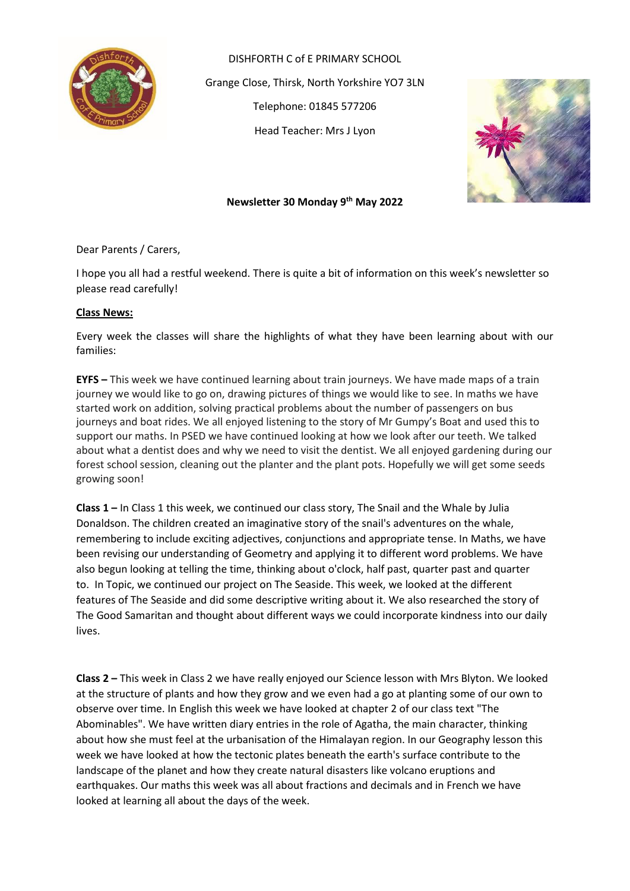DISHFORTH C of E PRIMARY SCHOOL

Grange Close, Thirsk, North Yorkshire YO7 3LN

Telephone: 01845 577206

Head Teacher: Mrs J Lyon

**Newsletter 30 Monday 9th May 2022**

Dear Parents / Carers,

I hope you all had a restful weekend. There is quite a bit of information on this week's newsletter so please read carefully!

## Class News:

Every week the classes will share the highlights of what they have been learning about with our families:

**EYFS –** This week we have continued learning about train journeys. We have made maps of a train journey we would like to go on, drawing pictures of things we would like to see. In maths we have started work on addition, solving practical problems about the number of passengers on bus journeys and boat rides. We all enjoyed listening to the story of Mr Gumpy's Boat and used this to support our maths. In PSED we have continued looking at how we look after our teeth. We talked about what a dentist does and why we need to visit the dentist. We all enjoyed gardening during our forest school session, cleaning out the planter and the plant pots. Hopefully we will get some seeds growing soon!

**Class 1 –** In Class 1 this week, we continued our class story, The Snail and the Whale by Julia Donaldson. The children created an imaginative story of the snail's adventures on the whale, remembering to include exciting adjectives, conjunctions and appropriate tense. In Maths, we have been revising our understanding of Geometry and applying it to different word problems. We have also begun looking at telling the time, thinking about o'clock, half past, quarter past and quarter to. In Topic, we continued our project on The Seaside. This week, we looked at the different features of The Seaside and did some descriptive writing about it. We also researched the story of The Good Samaritan and thought about different ways we could incorporate kindness into our daily lives.

**Class 2 –** This week in Class 2 we have really enjoyed our Science lesson with Mrs Blyton. We looked at the structure of plants and how they grow and we even had a go at planting some of our own to observe over time. In English this week we have looked at chapter 2 of our class text "The Abominables". We have written diary entries in the role of Agatha, the main character, thinking about how she must feel at the urbanisation of the Himalayan region. In our Geography lesson this week we have looked at how the tectonic plates beneath the earth's surface contribute to the landscape of the planet and how they create natural disasters like volcano eruptions and earthquakes. Our maths this week was all about fractions and decimals and in French we have looked at learning all about the days of the week.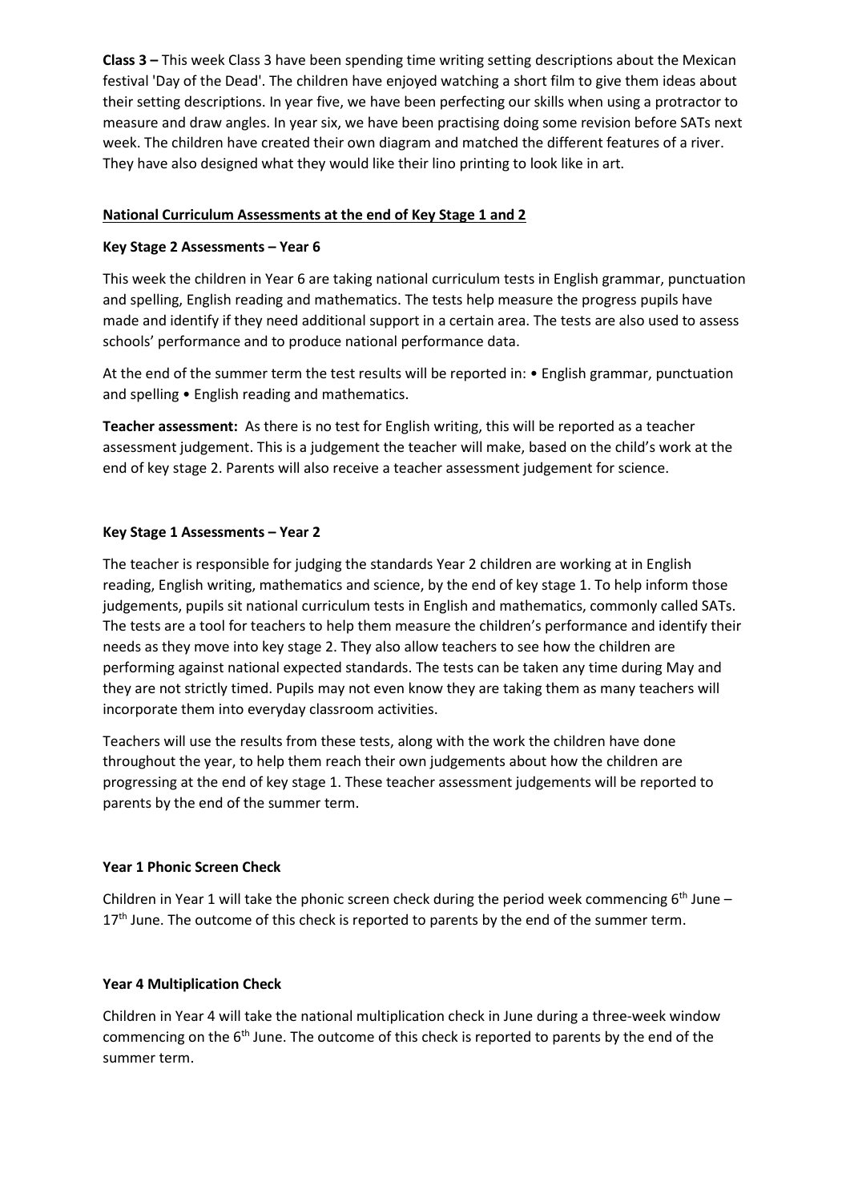**Class 3 –** This week Class 3 have been spending time writing setting descriptions about the Mexican festival 'Day of the Dead'. The children have enjoyed watching a short film to give them ideas about their setting descriptions. In year five, we have been perfecting our skills when using a protractor to measure and draw angles. In year six, we have been practising doing some revision before SATs next week. The children have created their own diagram and matched the different features of a river. They have also designed what they would like their lino printing to look like in art.

## National Curriculum Assessments at the end of Key Stage 1 and 2

### Key Stage 2 Assessments – Year 6

This week the children in Year 6 are taking national curriculum tests in English grammar, punctuation and spelling, English reading and mathematics. The tests help measure the progress pupils have made and identify if they need additional support in a certain area. The tests are also used to assess schools' performance and to produce national performance data.

At the end of the summer term the test results will be reported in: • English grammar, punctuation and spelling • English reading and mathematics.

**Teacher assessment:** As there is no test for English writing, this will be reported as a teacher assessment judgement. This is a judgement the teacher will make, based on the child's work at the end of key stage 2. Parents will also receive a teacher assessment judgement for science.

### Key Stage 1 Assessments – Year 2

The teacher is responsible for judging the standards Year 2 children are working at in English reading, English writing, mathematics and science, by the end of key stage 1. To help inform those judgements, pupils sit national curriculum tests in English and mathematics, commonly called SATs. The tests are a tool for teachers to help them measure the children's performance and identify their needs as they move into key stage 2. They also allow teachers to see how the children are performing against national expected standards. The tests can be taken any time during May and they are not strictly timed. Pupils may not even know they are taking them as many teachers will incorporate them into everyday classroom activities.

Teachers will use the results from these tests, along with the work the children have done throughout the year, to help them reach their own judgements about how the children are progressing at the end of key stage 1. These teacher assessment judgements will be reported to parents by the end of the summer term.

### Year 1 Phonic Screen Check

Children in Year 1 will take the phonic screen check during the period week commencing 6th June – 17th June. The outcome of this check is reported to parents by the end of the summer term.

### Year 4 Multiplication Check

Children in Year 4 will take the national multiplication check in June during a three-week window commencing on the 6th June. The outcome of this check is reported to parents by the end of the summer term.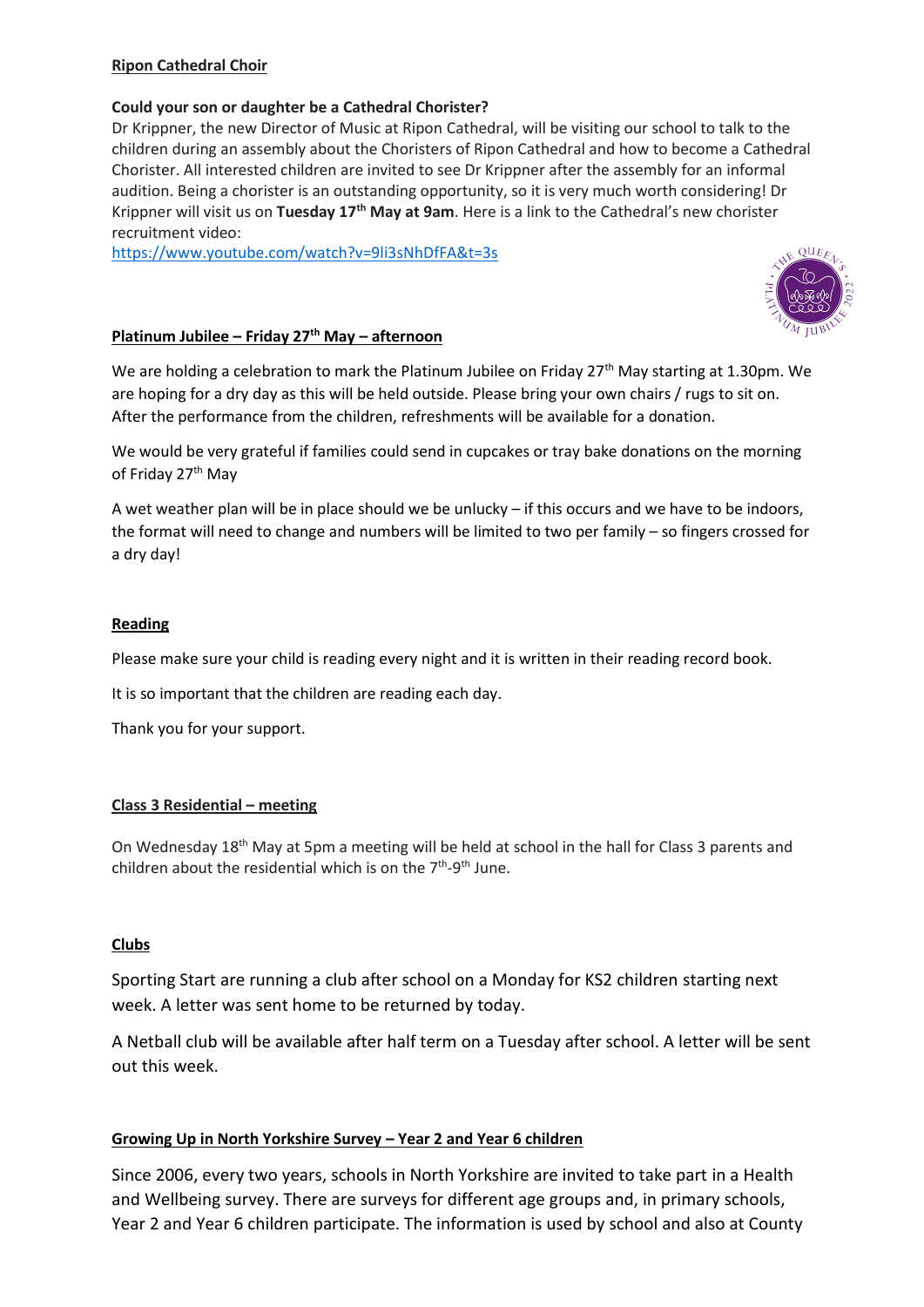**Ripon Cathedral Choir**

**Could your son or daughter be a Cathedral Chorister?**

Dr Krippner, the new Director of Music at Ripon Cathedral, will be visiting our school to talk to the children during an assembly about the Choristers of Ripon Cathedral and how to become a Cathedral Chorister. All interested children are invited to see Dr Krippner after the assembly for an informal audition. Being a chorister is an outstanding opportunity, so it is very much worth considering! Dr Krippner will visit us on **Tuesday 17th May at 9am**. Here is a link to the Cathedral's new chorister recruitment video:
https://www.youtube.com/watch?v=9li3sNhDfFA&t=3s

**Platinum Jubilee – Friday 27th May – afternoon**

We are holding a celebration to mark the Platinum Jubilee on Friday 27th May starting at 1.30pm. We are hoping for a dry day as this will be held outside. Please bring your own chairs / rugs to sit on. After the performance from the children, refreshments will be available for a donation.

We would be very grateful if families could send in cupcakes or tray bake donations on the morning of Friday 27th May

A wet weather plan will be in place should we be unlucky – if this occurs and we have to be indoors, the format will need to change and numbers will be limited to two per family – so fingers crossed for a dry day!

**Reading**

Please make sure your child is reading every night and it is written in their reading record book.

It is so important that the children are reading each day.

Thank you for your support.

**Class 3 Residential – meeting**

On Wednesday 18th May at 5pm a meeting will be held at school in the hall for Class 3 parents and children about the residential which is on the 7th-9th June.

**Clubs**

Sporting Start are running a club after school on a Monday for KS2 children starting next week. A letter was sent home to be returned by today.

A Netball club will be available after half term on a Tuesday after school. A letter will be sent out this week.

**Growing Up in North Yorkshire Survey – Year 2 and Year 6 children**

Since 2006, every two years, schools in North Yorkshire are invited to take part in a Health and Wellbeing survey. There are surveys for different age groups and, in primary schools, Year 2 and Year 6 children participate. The information is used by school and also at County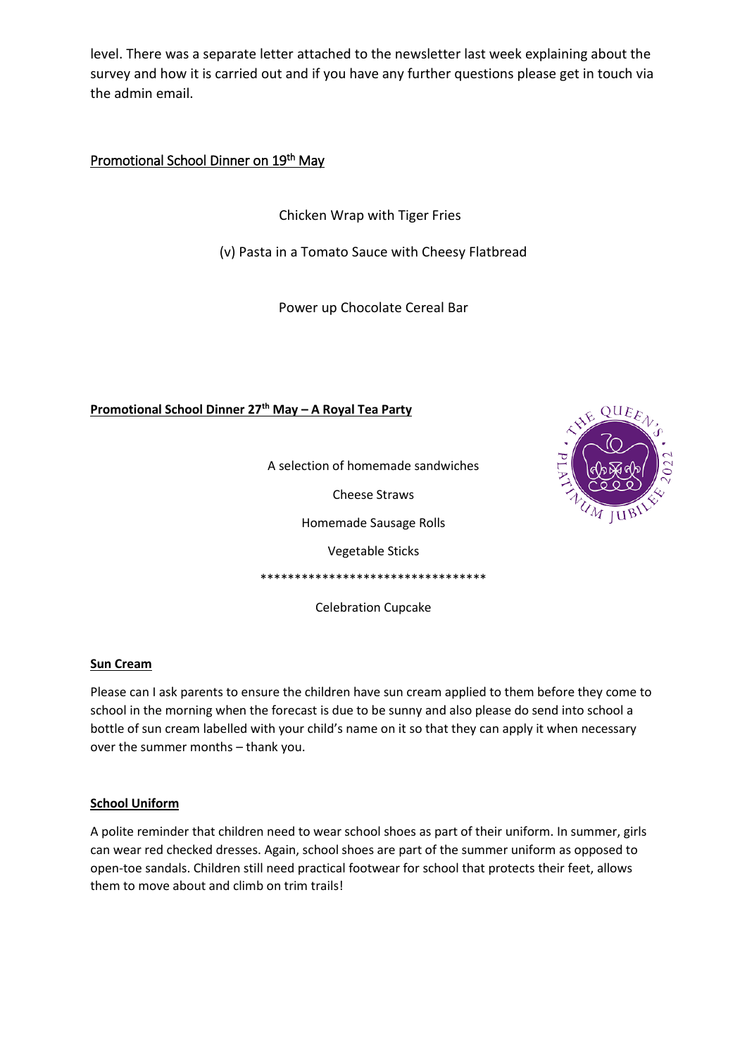level. There was a separate letter attached to the newsletter last week explaining about the survey and how it is carried out and if you have any further questions please get in touch via the admin email.

## Promotional School Dinner on 19th May

Chicken Wrap with Tiger Fries

(v) Pasta in a Tomato Sauce with Cheesy Flatbread

Power up Chocolate Cereal Bar

## Promotional School Dinner 27th May – A Royal Tea Party

A selection of homemade sandwiches

Cheese Straws

Homemade Sausage Rolls

Vegetable Sticks

*********************************

Celebration Cupcake

## Sun Cream

Please can I ask parents to ensure the children have sun cream applied to them before they come to school in the morning when the forecast is due to be sunny and also please do send into school a bottle of sun cream labelled with your child's name on it so that they can apply it when necessary over the summer months – thank you.

## School Uniform

A polite reminder that children need to wear school shoes as part of their uniform. In summer, girls can wear red checked dresses. Again, school shoes are part of the summer uniform as opposed to open-toe sandals. Children still need practical footwear for school that protects their feet, allows them to move about and climb on trim trails!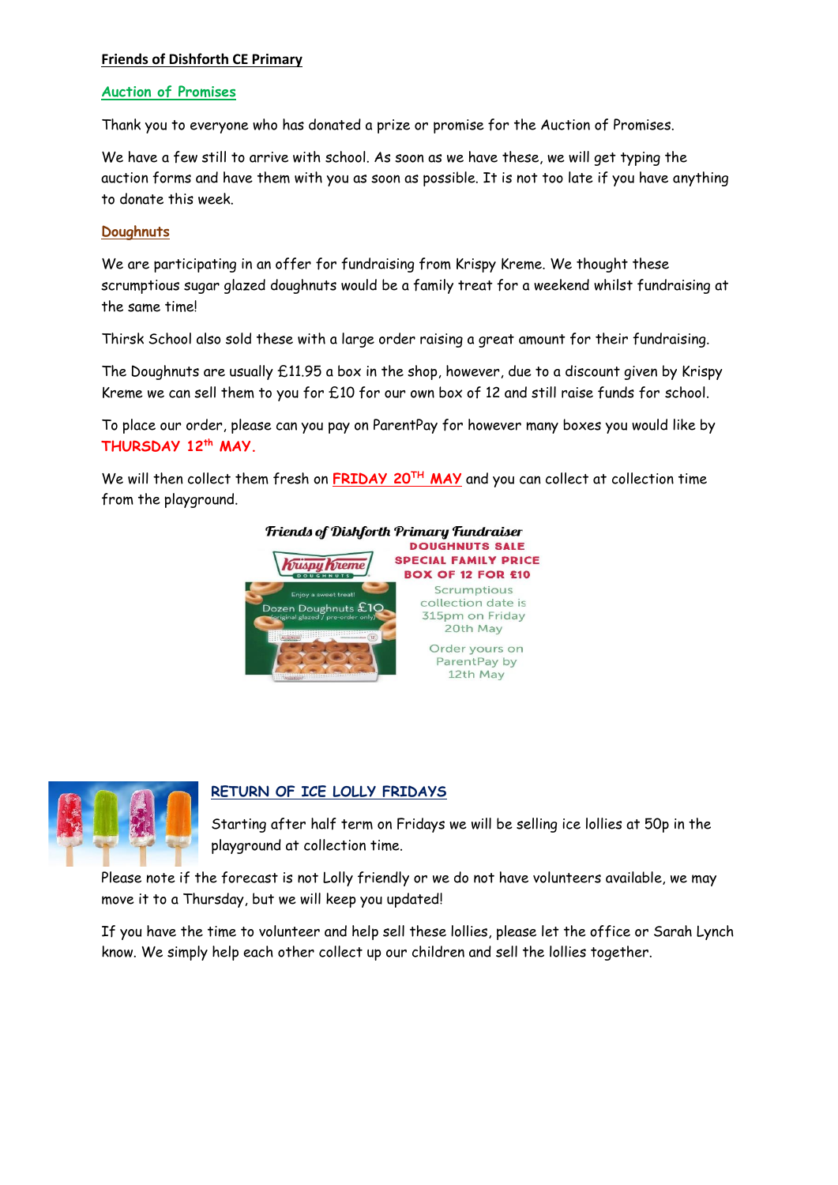**Friends of Dishforth CE Primary**

## Auction of Promises

Thank you to everyone who has donated a prize or promise for the Auction of Promises.

We have a few still to arrive with school. As soon as we have these, we will get typing the auction forms and have them with you as soon as possible. It is not too late if you have anything to donate this week.

## Doughnuts

We are participating in an offer for fundraising from Krispy Kreme. We thought these scrumptious sugar glazed doughnuts would be a family treat for a weekend whilst fundraising at the same time!

Thirsk School also sold these with a large order raising a great amount for their fundraising.

The Doughnuts are usually £11.95 a box in the shop, however, due to a discount given by Krispy Kreme we can sell them to you for £10 for our own box of 12 and still raise funds for school.

To place our order, please can you pay on ParentPay for however many boxes you would like by **THURSDAY 12th MAY.**

We will then collect them fresh on **FRIDAY 20TH MAY** and you can collect at collection time from the playground.

*Friends of Dishforth Primary Fundraiser*

**DOUGHNUTS SALE**
**SPECIAL FAMILY PRICE**
**BOX OF 12 FOR £10**

Scrumptious collection date is 315pm on Friday 20th May

Order yours on ParentPay by 12th May

## RETURN OF ICE LOLLY FRIDAYS

Starting after half term on Fridays we will be selling ice lollies at 50p in the playground at collection time.

Please note if the forecast is not Lolly friendly or we do not have volunteers available, we may move it to a Thursday, but we will keep you updated!

If you have the time to volunteer and help sell these lollies, please let the office or Sarah Lynch know. We simply help each other collect up our children and sell the lollies together.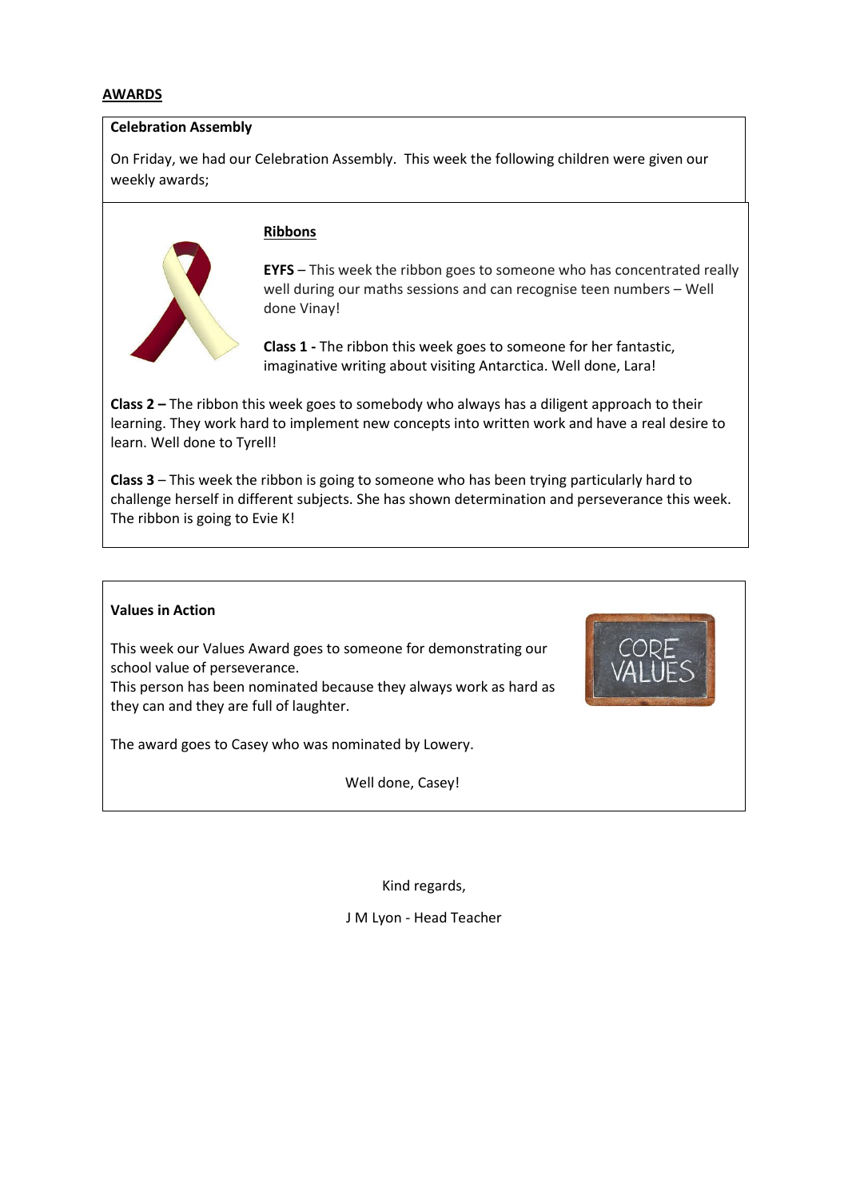## AWARDS

**Celebration Assembly**

On Friday, we had our Celebration Assembly. This week the following children were given our weekly awards;

### Ribbons

**EYFS** – This week the ribbon goes to someone who has concentrated really well during our maths sessions and can recognise teen numbers – Well done Vinay!

**Class 1 -** The ribbon this week goes to someone for her fantastic, imaginative writing about visiting Antarctica. Well done, Lara!

**Class 2 –** The ribbon this week goes to somebody who always has a diligent approach to their learning. They work hard to implement new concepts into written work and have a real desire to learn. Well done to Tyrell!

**Class 3** – This week the ribbon is going to someone who has been trying particularly hard to challenge herself in different subjects. She has shown determination and perseverance this week. The ribbon is going to Evie K!

**Values in Action**

This week our Values Award goes to someone for demonstrating our school value of perseverance.
This person has been nominated because they always work as hard as they can and they are full of laughter.

The award goes to Casey who was nominated by Lowery.

Well done, Casey!

Kind regards,

J M Lyon - Head Teacher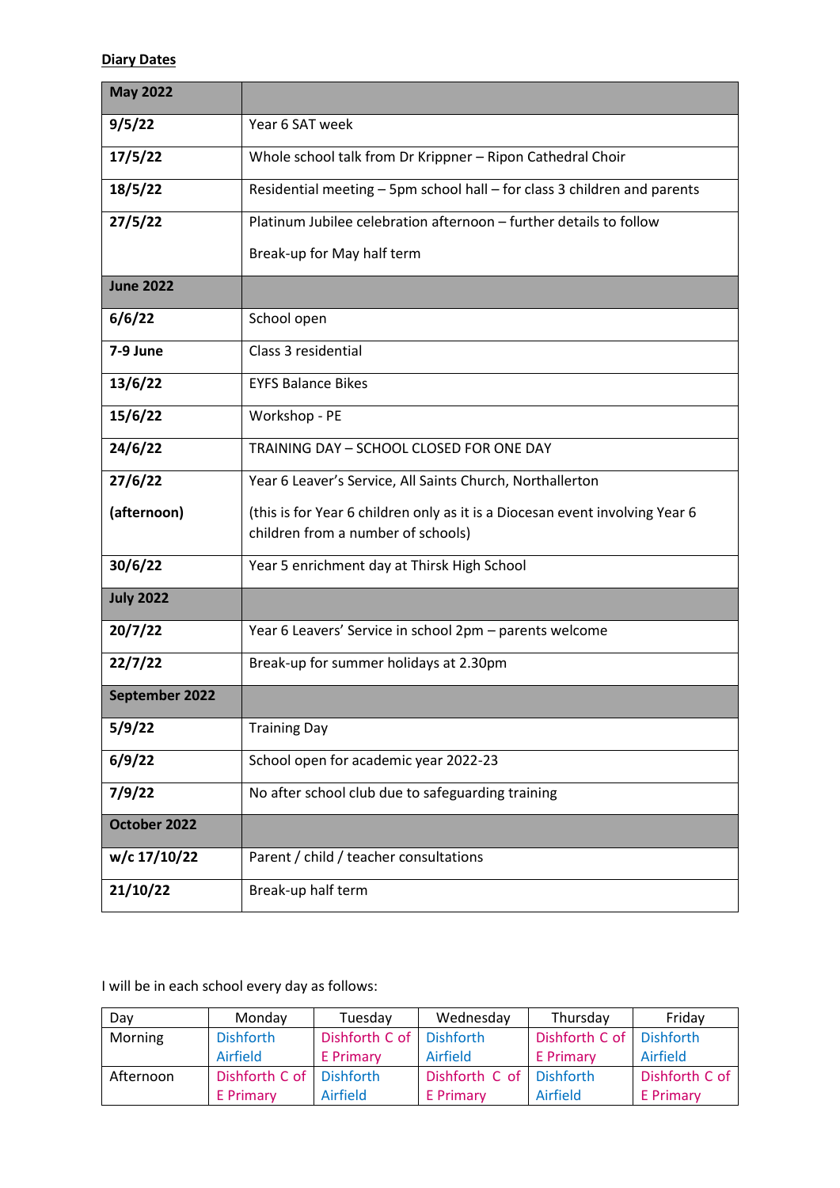**Diary Dates**

| **May 2022** | |
|---|---|
| **9/5/22** | Year 6 SAT week |
| **17/5/22** | Whole school talk from Dr Krippner – Ripon Cathedral Choir |
| **18/5/22** | Residential meeting – 5pm school hall – for class 3 children and parents |
| **27/5/22** | Platinum Jubilee celebration afternoon – further details to follow<br><br>Break-up for May half term |
| **June 2022** | |
| **6/6/22** | School open |
| **7-9 June** | Class 3 residential |
| **13/6/22** | EYFS Balance Bikes |
| **15/6/22** | Workshop - PE |
| **24/6/22** | TRAINING DAY – SCHOOL CLOSED FOR ONE DAY |
| **27/6/22**<br><br>**(afternoon)** | Year 6 Leaver's Service, All Saints Church, Northallerton<br><br>(this is for Year 6 children only as it is a Diocesan event involving Year 6 children from a number of schools) |
| **30/6/22** | Year 5 enrichment day at Thirsk High School |
| **July 2022** | |
| **20/7/22** | Year 6 Leavers' Service in school 2pm – parents welcome |
| **22/7/22** | Break-up for summer holidays at 2.30pm |
| **September 2022** | |
| **5/9/22** | Training Day |
| **6/9/22** | School open for academic year 2022-23 |
| **7/9/22** | No after school club due to safeguarding training |
| **October 2022** | |
| **w/c 17/10/22** | Parent / child / teacher consultations |
| **21/10/22** | Break-up half term |

I will be in each school every day as follows:

| Day | Monday | Tuesday | Wednesday | Thursday | Friday |
|---|---|---|---|---|---|
| Morning | Dishforth Airfield | Dishforth C of E Primary | Dishforth Airfield | Dishforth C of E Primary | Dishforth Airfield |
| Afternoon | Dishforth C of E Primary | Dishforth Airfield | Dishforth C of E Primary | Dishforth Airfield | Dishforth C of E Primary |